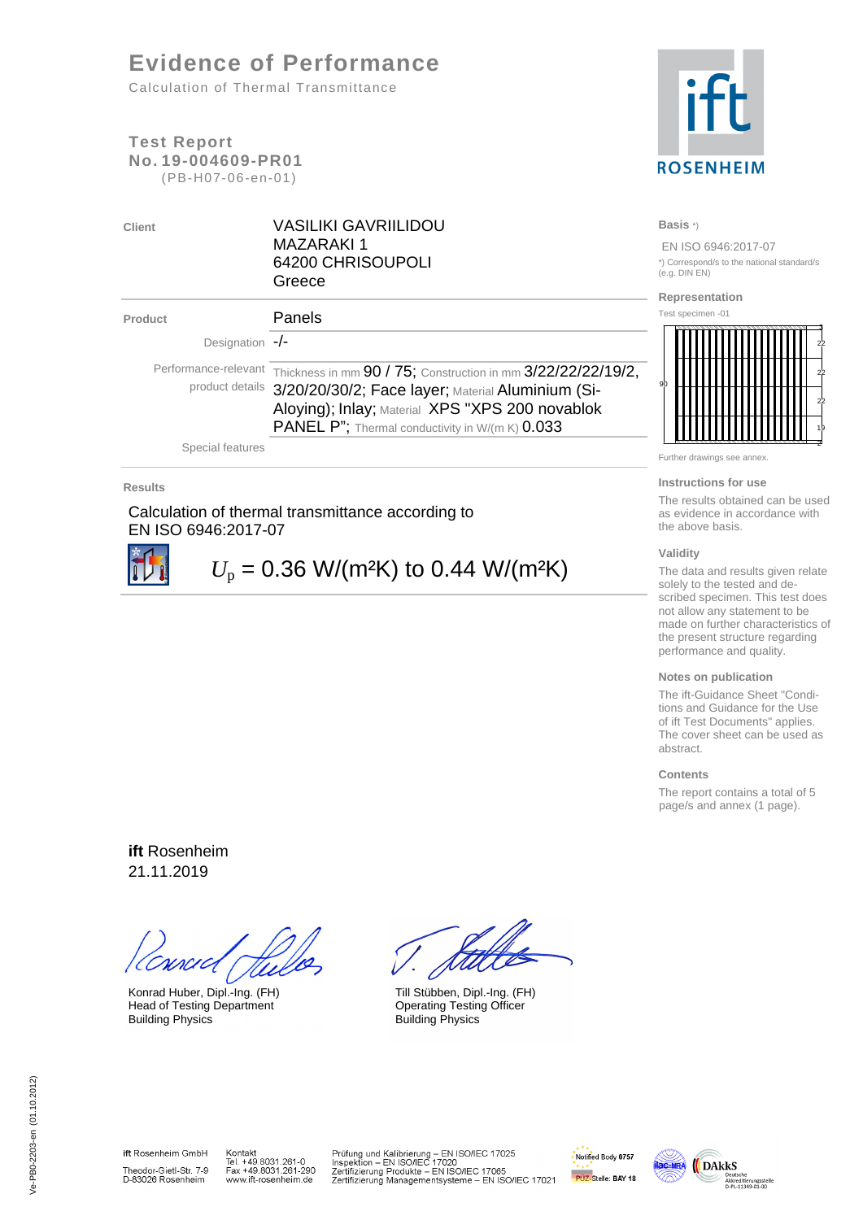# Evidence of Performance

Calculation of Thermal Transmittance

## Test Report
**No. 19-004609-PR01**
(PB-H07-06-en-01)

**Client** VASILIKI GAVRIILIDOU
MAZARAKI 1
64200 CHRISOUPOLI
Greece

**Product** Panels

Designation -/-

Performance-relevant product details: Thickness in mm 90 / 75; Construction in mm 3/22/22/22/19/2, 3/20/20/30/2; Face layer; Material Aluminium (Si-Aloying); Inlay; Material XPS "XPS 200 novablok PANEL P"; Thermal conductivity in W/(m K) 0.033

Special features

**Results**

Calculation of thermal transmittance according to EN ISO 6946:2017-07

$U_p$ = 0.36 W/(m²K) to 0.44 W/(m²K)

**Basis** *)

EN ISO 6946:2017-07

*) Correspond/s to the national standard/s (e.g. DIN EN)

**Representation**

Test specimen -01

Further drawings see annex.

**Instructions for use**

The results obtained can be used as evidence in accordance with the above basis.

**Validity**

The data and results given relate solely to the tested and described specimen. This test does not allow any statement to be made on further characteristics of the present structure regarding performance and quality.

**Notes on publication**

The ift-Guidance Sheet "Conditions and Guidance for the Use of ift Test Documents" applies. The cover sheet can be used as abstract.

**Contents**

The report contains a total of 5 page/s and annex (1 page).

**ift** Rosenheim
21.11.2019

Konrad Huber, Dipl.-Ing. (FH)
Head of Testing Department
Building Physics

Till Stübben, Dipl.-Ing. (FH)
Operating Testing Officer
Building Physics

ift Rosenheim GmbH
Theodor-Gietl-Str. 7-9
D-83026 Rosenheim

Kontakt
Tel. +49.8031.261-0
Fax +49.8031.261-290
www.ift-rosenheim.de

Prüfung und Kalibrierung – EN ISO/IEC 17025
Inspektion – EN ISO/IEC 17020
Zertifizierung Produkte – EN ISO/IEC 17065
Zertifizierung Managementsysteme – EN ISO/IEC 17021

Notified Body 0757
PÜZ-Stelle: BAY 18

Ve-PB0-2203-en (01.10.2012)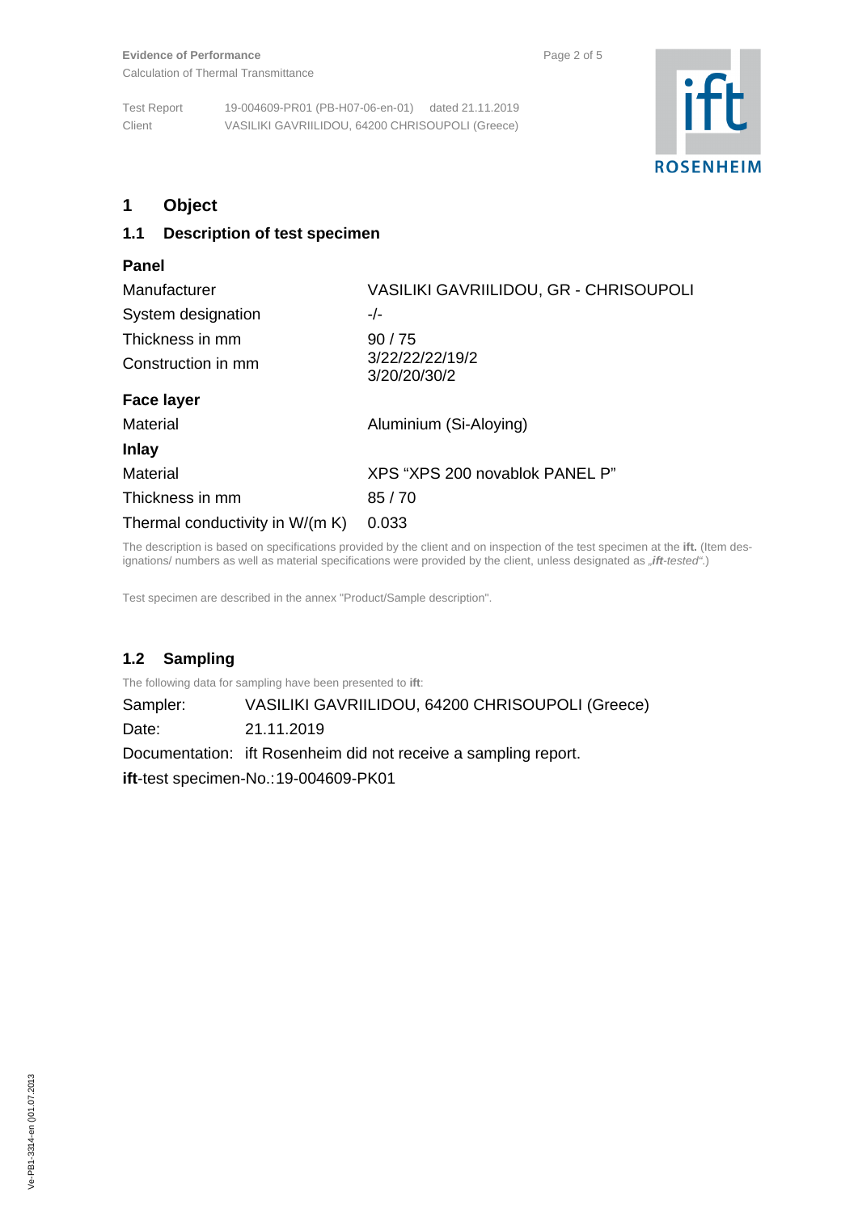# 1 Object

## 1.1 Description of test specimen

**Panel**

| | |
|---|---|
| Manufacturer | VASILIKI GAVRIILIDOU, GR - CHRISOUPOLI |
| System designation | -/- |
| Thickness in mm | 90 / 75 |
| Construction in mm | 3/22/22/22/19/2<br>3/20/20/30/2 |

**Face layer**

| | |
|---|---|
| Material | Aluminium (Si-Aloying) |

**Inlay**

| | |
|---|---|
| Material | XPS “XPS 200 novablok PANEL P” |
| Thickness in mm | 85 / 70 |
| Thermal conductivity in W/(m K) | 0.033 |

The description is based on specifications provided by the client and on inspection of the test specimen at the **ift.** (Item designations/ numbers as well as material specifications were provided by the client, unless designated as *„**ift**-tested“*.)

Test specimen are described in the annex "Product/Sample description".

## 1.2 Sampling

The following data for sampling have been presented to **ift**:

Sampler: VASILIKI GAVRIILIDOU, 64200 CHRISOUPOLI (Greece)

Date: 21.11.2019

Documentation: ift Rosenheim did not receive a sampling report.

**ift**-test specimen-No.:19-004609-PK01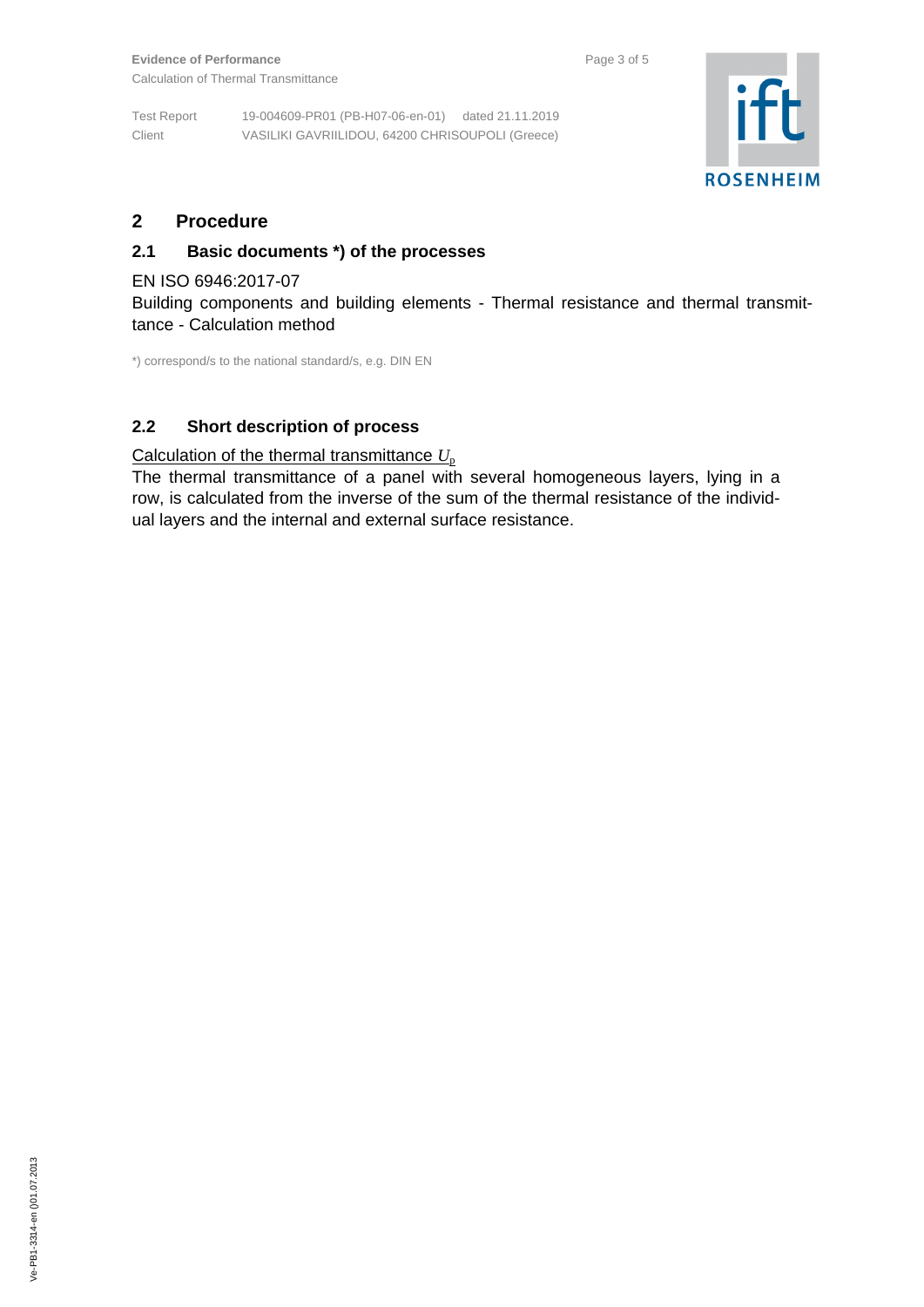## 2 Procedure

### 2.1 Basic documents *) of the processes

EN ISO 6946:2017-07

Building components and building elements - Thermal resistance and thermal transmittance - Calculation method

*) correspond/s to the national standard/s, e.g. DIN EN

### 2.2 Short description of process

Calculation of the thermal transmittance $U_p$

The thermal transmittance of a panel with several homogeneous layers, lying in a row, is calculated from the inverse of the sum of the thermal resistance of the individual layers and the internal and external surface resistance.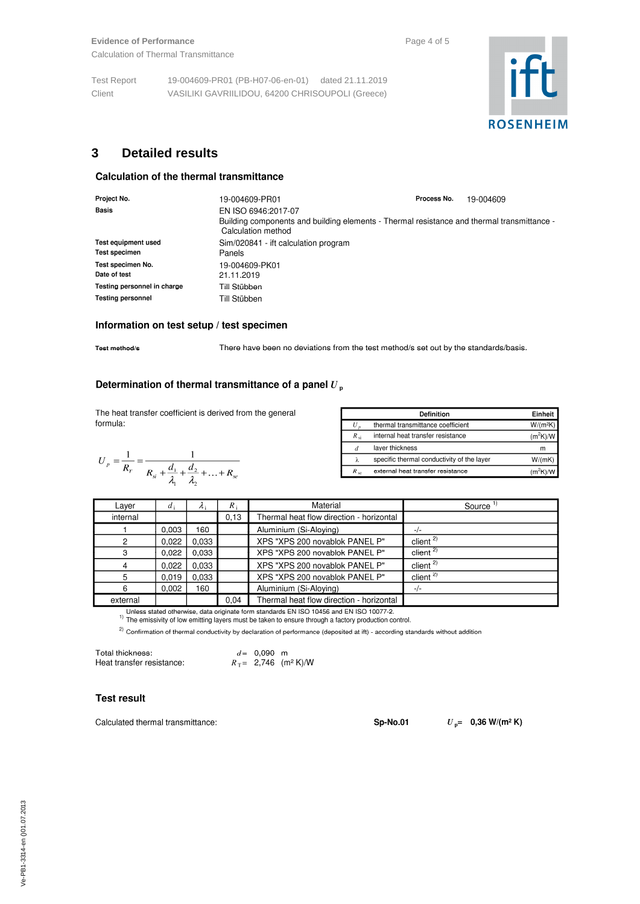## 3 Detailed results

### Calculation of the thermal transmittance

| | | | |
|---|---|---|---|
| **Project No.** | 19-004609-PR01 | **Process No.** | 19-004609 |
| **Basis** | EN ISO 6946:2017-07<br>Building components and building elements - Thermal resistance and thermal transmittance - Calculation method | | |
| **Test equipment used** | Sim/020841 - ift calculation program | | |
| **Test specimen** | Panels | | |
| **Test specimen No.** | 19-004609-PK01 | | |
| **Date of test** | 21.11.2019 | | |
| **Testing personnel in charge** | Till Stübben | | |
| **Testing personnel** | Till Stübben | | |

### Information on test setup / test specimen

**Test method/s** There have been no deviations from the test method/s set out by the standards/basis.

### Determination of thermal transmittance of a panel $U_p$

The heat transfer coefficient is derived from the general formula:

$$U_p = \frac{1}{R_T} = \frac{1}{R_{si} + \frac{d_1}{\lambda_1} + \frac{d_2}{\lambda_2} + \ldots + R_{se}}$$

| | Definition | Einheit |
|---|---|---|
| $U_p$ | thermal transmittance coefficient | W/(m²K) |
| $R_{si}$ | internal heat transfer resistance | (m²K)/W |
| $d$ | layer thickness | m |
| $\lambda$ | specific thermal conductivity of the layer | W/(mK) |
| $R_{se}$ | external heat transfer resistance | (m²K)/W |

| Layer | $d_i$ | $\lambda_i$ | $R_i$ | Material | Source [1] |
|---|---|---|---|---|---|
| internal | | | 0,13 | Thermal heat flow direction - horizontal | |
| 1 | 0,003 | 160 | | Aluminium (Si-Aloying) | -/- |
| 2 | 0,022 | 0,033 | | XPS "XPS 200 novablok PANEL P" | client [2] |
| 3 | 0,022 | 0,033 | | XPS "XPS 200 novablok PANEL P" | client [2] |
| 4 | 0,022 | 0,033 | | XPS "XPS 200 novablok PANEL P" | client [2] |
| 5 | 0,019 | 0,033 | | XPS "XPS 200 novablok PANEL P" | client [2] |
| 6 | 0,002 | 160 | | Aluminium (Si-Aloying) | -/- |
| external | | | 0,04 | Thermal heat flow direction - horizontal | |

[1] Unless stated otherwise, data originate form standards EN ISO 10456 and EN ISO 10077-2. The emissivity of low emitting layers must be taken to ensure through a factory production control.

[2] Confirmation of thermal conductivity by declaration of performance (deposited at ift) - according standards without addition

Total thickness: $d =$ 0,090 m
Heat transfer resistance: $R_T =$ 2,746 (m² K)/W

### Test result

Calculated thermal transmittance: **Sp-No.01** $U_p =$ **0,36 W/(m² K)**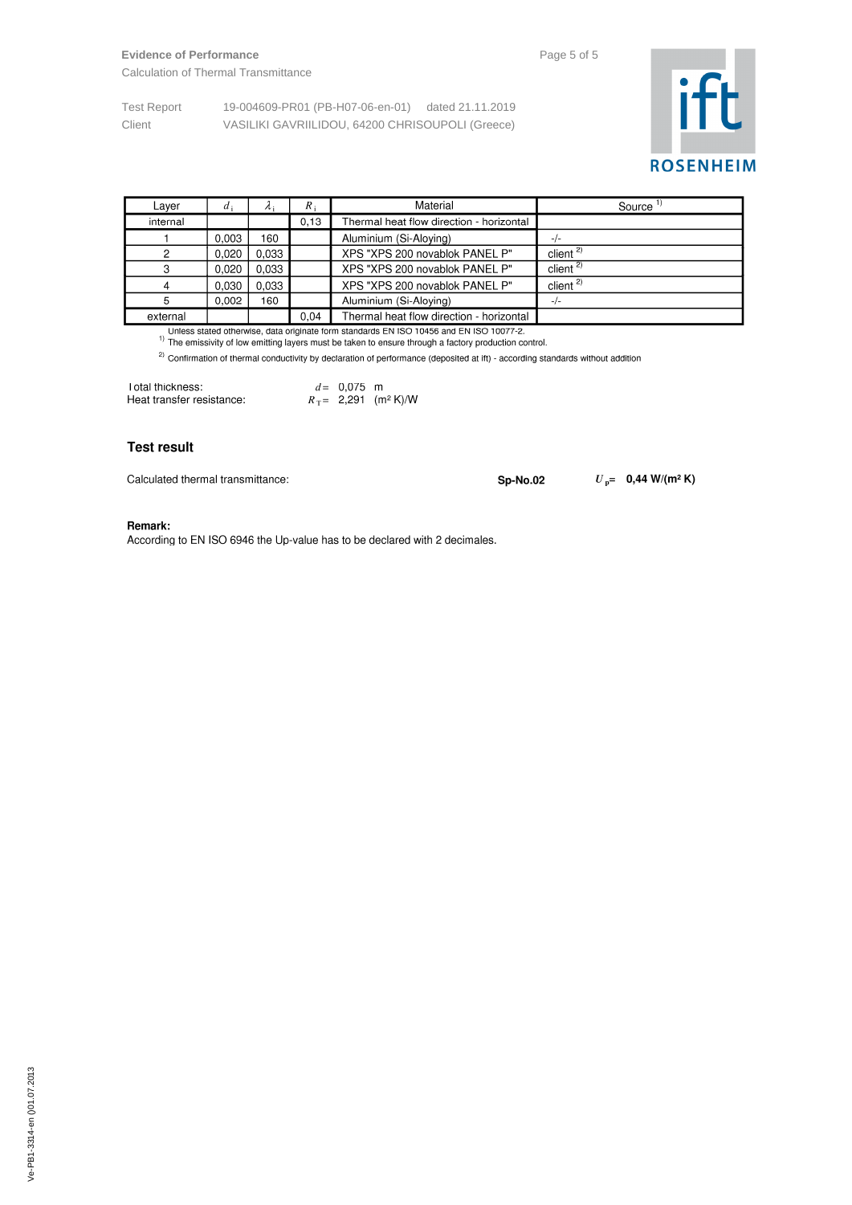Evidence of Performance
Calculation of Thermal Transmittance

Test Report 19-004609-PR01 (PB-H07-06-en-01) dated 21.11.2019
Client VASILIKI GAVRIILIDOU, 64200 CHRISOUPOLI (Greece)

| Layer | $d_i$ | $\lambda_i$ | $R_i$ | Material | Source [1] |
|---|---|---|---|---|---|
| internal | | | 0,13 | Thermal heat flow direction - horizontal | |
| 1 | 0,003 | 160 | | Aluminium (Si-Aloying) | -/- |
| 2 | 0,020 | 0,033 | | XPS "XPS 200 novablok PANEL P" | client [2] |
| 3 | 0,020 | 0,033 | | XPS "XPS 200 novablok PANEL P" | client [2] |
| 4 | 0,030 | 0,033 | | XPS "XPS 200 novablok PANEL P" | client [2] |
| 5 | 0,002 | 160 | | Aluminium (Si-Aloying) | -/- |
| external | | | 0,04 | Thermal heat flow direction - horizontal | |

Unless stated otherwise, data originate form standards EN ISO 10456 and EN ISO 10077-2.
[1] The emissivity of low emitting layers must be taken to ensure through a factory production control.
[2] Confirmation of thermal conductivity by declaration of performance (deposited at ift) - according standards without addition

Total thickness: $d =$ 0,075 m
Heat transfer resistance: $R_T =$ 2,291 (m² K)/W

## Test result

Calculated thermal transmittance: **Sp-No.02** $U_p =$ **0,44 W/(m² K)**

**Remark:**
According to EN ISO 6946 the Up-value has to be declared with 2 decimales.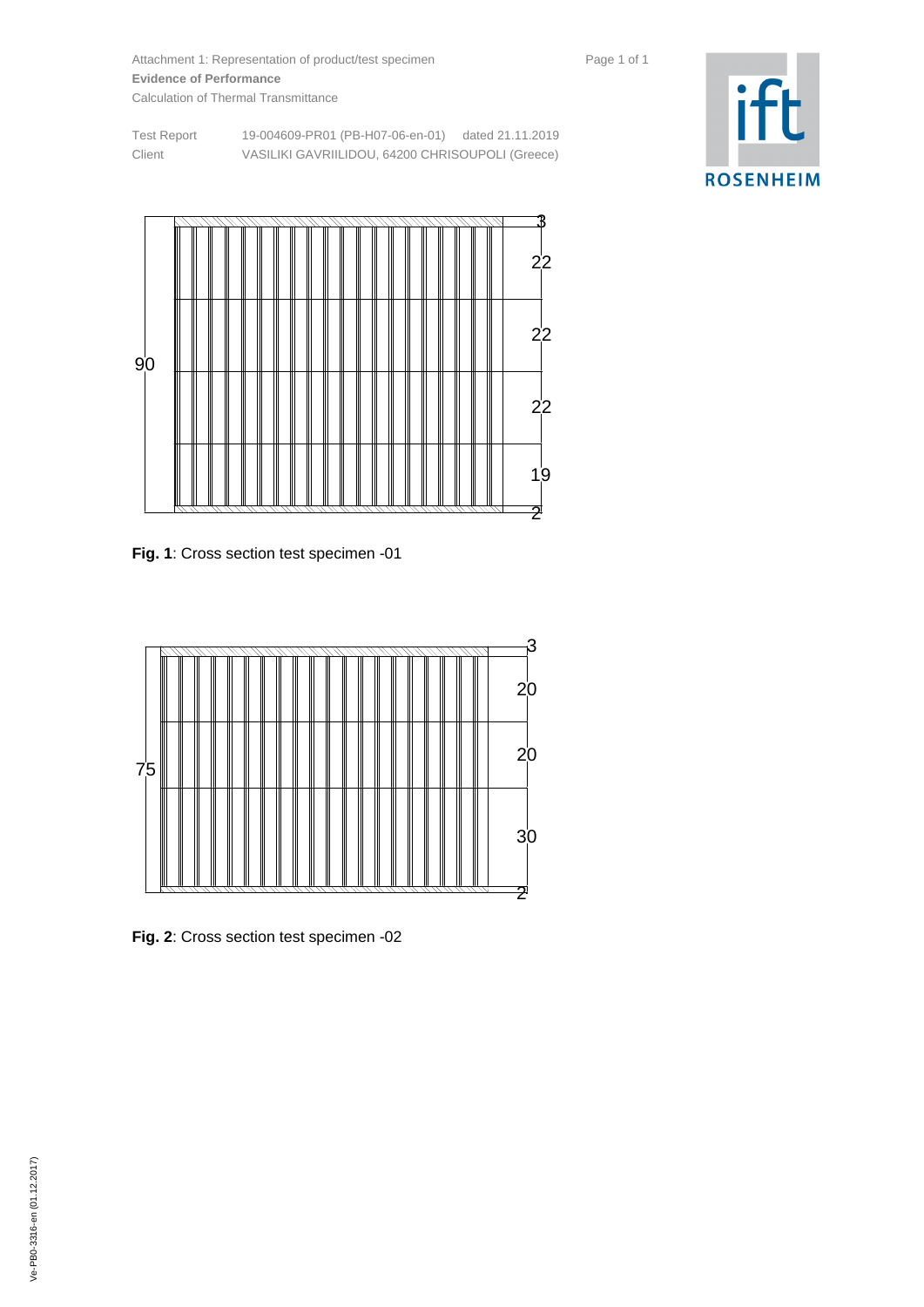Attachment 1: Representation of product/test specimen

**Evidence of Performance**

Calculation of Thermal Transmittance

Test Report 19-004609-PR01 (PB-H07-06-en-01) dated 21.11.2019

Client VASILIKI GAVRIILIDOU, 64200 CHRISOUPOLI (Greece)

3
22
22
90
22
19
2

**Fig. 1**: Cross section test specimen -01

3
20
20
75
30
2

**Fig. 2**: Cross section test specimen -02